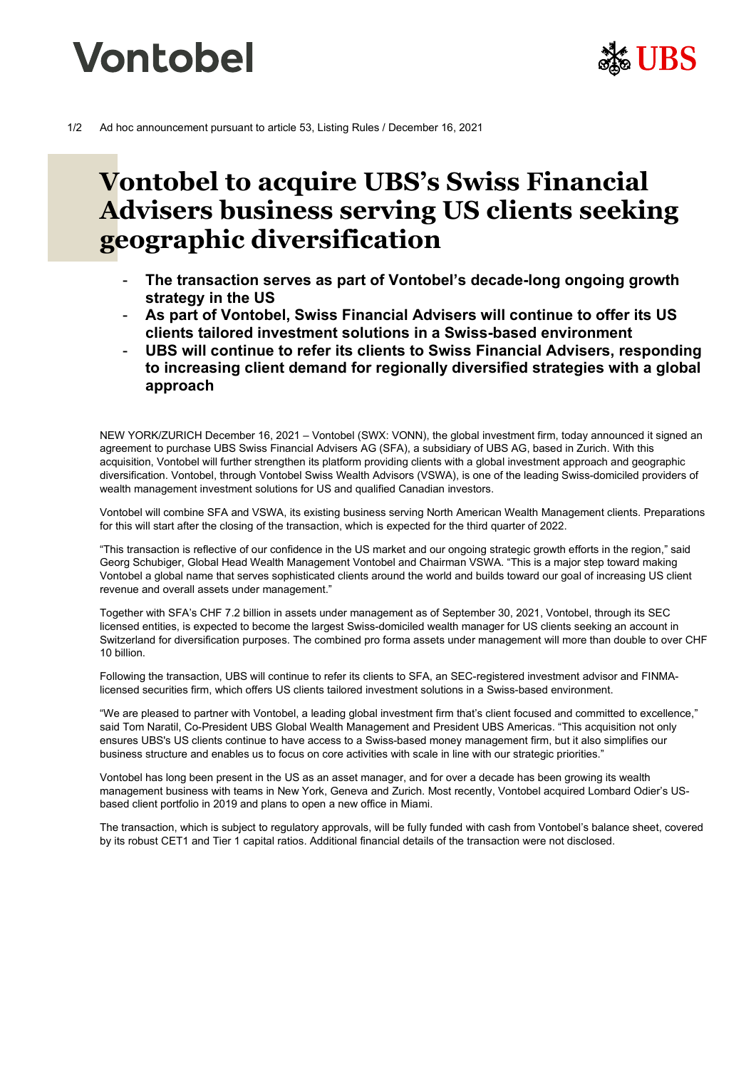Vontobel UBS

Ad hoc announcement pursuant to article 53, Listing Rules / December 16, 2021

# Vontobel to acquire UBS's Swiss Financial Advisers business serving US clients seeking geographic diversification

- **The transaction serves as part of Vontobel's decade-long ongoing growth strategy in the US**
- **As part of Vontobel, Swiss Financial Advisers will continue to offer its US clients tailored investment solutions in a Swiss-based environment**
- **UBS will continue to refer its clients to Swiss Financial Advisers, responding to increasing client demand for regionally diversified strategies with a global approach**

NEW YORK/ZURICH December 16, 2021 – Vontobel (SWX: VONN), the global investment firm, today announced it signed an agreement to purchase UBS Swiss Financial Advisers AG (SFA), a subsidiary of UBS AG, based in Zurich. With this acquisition, Vontobel will further strengthen its platform providing clients with a global investment approach and geographic diversification. Vontobel, through Vontobel Swiss Wealth Advisors (VSWA), is one of the leading Swiss-domiciled providers of wealth management investment solutions for US and qualified Canadian investors.

Vontobel will combine SFA and VSWA, its existing business serving North American Wealth Management clients. Preparations for this will start after the closing of the transaction, which is expected for the third quarter of 2022.

"This transaction is reflective of our confidence in the US market and our ongoing strategic growth efforts in the region," said Georg Schubiger, Global Head Wealth Management Vontobel and Chairman VSWA. "This is a major step toward making Vontobel a global name that serves sophisticated clients around the world and builds toward our goal of increasing US client revenue and overall assets under management."

Together with SFA's CHF 7.2 billion in assets under management as of September 30, 2021, Vontobel, through its SEC licensed entities, is expected to become the largest Swiss-domiciled wealth manager for US clients seeking an account in Switzerland for diversification purposes. The combined pro forma assets under management will more than double to over CHF 10 billion.

Following the transaction, UBS will continue to refer its clients to SFA, an SEC-registered investment advisor and FINMA-licensed securities firm, which offers US clients tailored investment solutions in a Swiss-based environment.

"We are pleased to partner with Vontobel, a leading global investment firm that's client focused and committed to excellence," said Tom Naratil, Co-President UBS Global Wealth Management and President UBS Americas. "This acquisition not only ensures UBS's US clients continue to have access to a Swiss-based money management firm, but it also simplifies our business structure and enables us to focus on core activities with scale in line with our strategic priorities."

Vontobel has long been present in the US as an asset manager, and for over a decade has been growing its wealth management business with teams in New York, Geneva and Zurich. Most recently, Vontobel acquired Lombard Odier's US-based client portfolio in 2019 and plans to open a new office in Miami.

The transaction, which is subject to regulatory approvals, will be fully funded with cash from Vontobel's balance sheet, covered by its robust CET1 and Tier 1 capital ratios. Additional financial details of the transaction were not disclosed.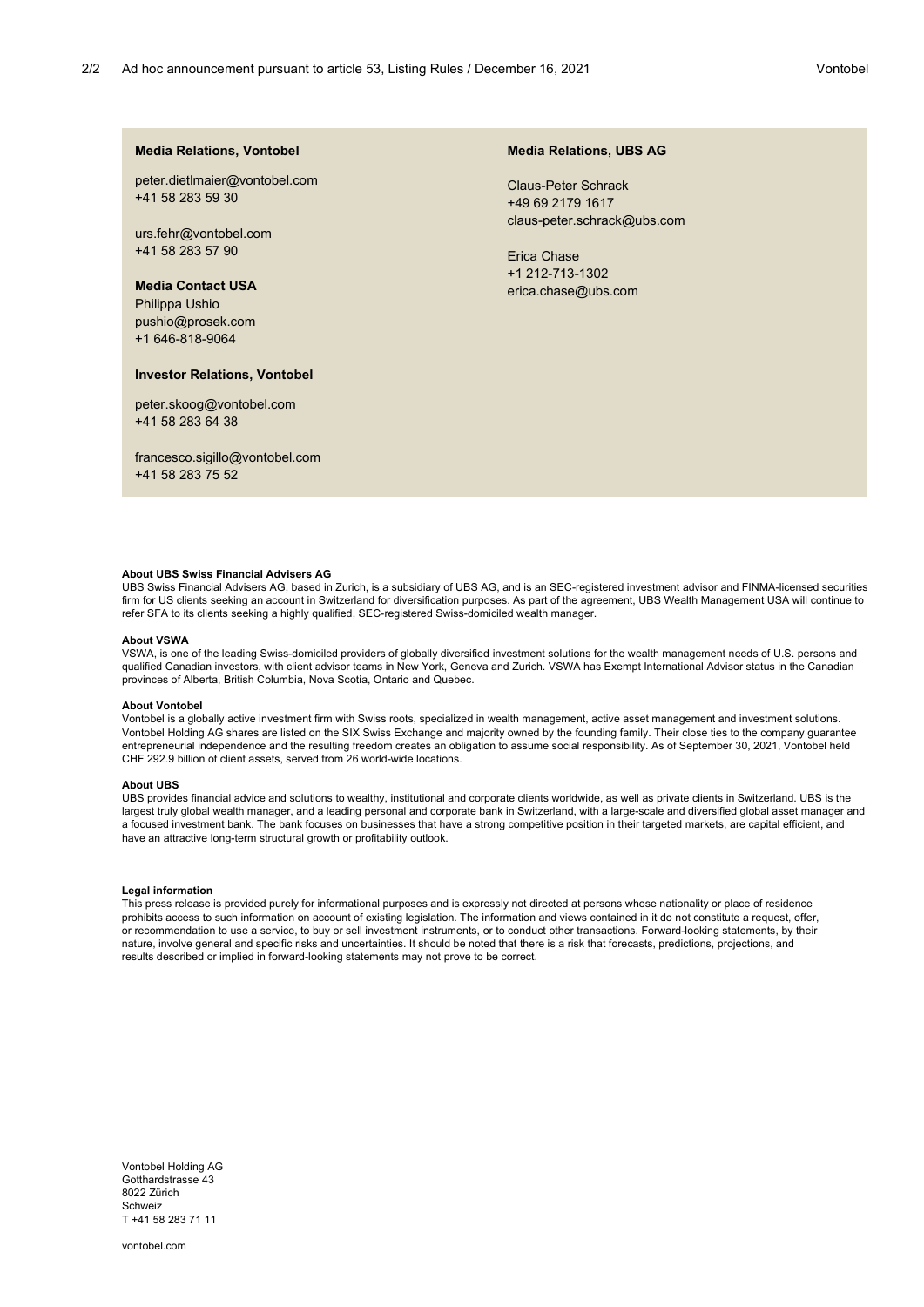**Media Relations, Vontobel**

peter.dietlmaier@vontobel.com
+41 58 283 59 30

urs.fehr@vontobel.com
+41 58 283 57 90

**Media Contact USA**
Philippa Ushio
pushio@prosek.com
+1 646-818-9064

**Investor Relations, Vontobel**

peter.skoog@vontobel.com
+41 58 283 64 38

francesco.sigillo@vontobel.com
+41 58 283 75 52

**Media Relations, UBS AG**

Claus-Peter Schrack
+49 69 2179 1617
claus-peter.schrack@ubs.com

Erica Chase
+1 212-713-1302
erica.chase@ubs.com

**About UBS Swiss Financial Advisers AG**

UBS Swiss Financial Advisers AG, based in Zurich, is a subsidiary of UBS AG, and is an SEC-registered investment advisor and FINMA-licensed securities firm for US clients seeking an account in Switzerland for diversification purposes. As part of the agreement, UBS Wealth Management USA will continue to refer SFA to its clients seeking a highly qualified, SEC-registered Swiss-domiciled wealth manager.

**About VSWA**

VSWA, is one of the leading Swiss-domiciled providers of globally diversified investment solutions for the wealth management needs of U.S. persons and qualified Canadian investors, with client advisor teams in New York, Geneva and Zurich. VSWA has Exempt International Advisor status in the Canadian provinces of Alberta, British Columbia, Nova Scotia, Ontario and Quebec.

**About Vontobel**

Vontobel is a globally active investment firm with Swiss roots, specialized in wealth management, active asset management and investment solutions. Vontobel Holding AG shares are listed on the SIX Swiss Exchange and majority owned by the founding family. Their close ties to the company guarantee entrepreneurial independence and the resulting freedom creates an obligation to assume social responsibility. As of September 30, 2021, Vontobel held CHF 292.9 billion of client assets, served from 26 world-wide locations.

**About UBS**

UBS provides financial advice and solutions to wealthy, institutional and corporate clients worldwide, as well as private clients in Switzerland. UBS is the largest truly global wealth manager, and a leading personal and corporate bank in Switzerland, with a large-scale and diversified global asset manager and a focused investment bank. The bank focuses on businesses that have a strong competitive position in their targeted markets, are capital efficient, and have an attractive long-term structural growth or profitability outlook.

**Legal information**

This press release is provided purely for informational purposes and is expressly not directed at persons whose nationality or place of residence prohibits access to such information on account of existing legislation. The information and views contained in it do not constitute a request, offer, or recommendation to use a service, to buy or sell investment instruments, or to conduct other transactions. Forward-looking statements, by their nature, involve general and specific risks and uncertainties. It should be noted that there is a risk that forecasts, predictions, projections, and results described or implied in forward-looking statements may not prove to be correct.

Vontobel Holding AG
Gotthardstrasse 43
8022 Zürich
Schweiz
T +41 58 283 71 11

vontobel.com